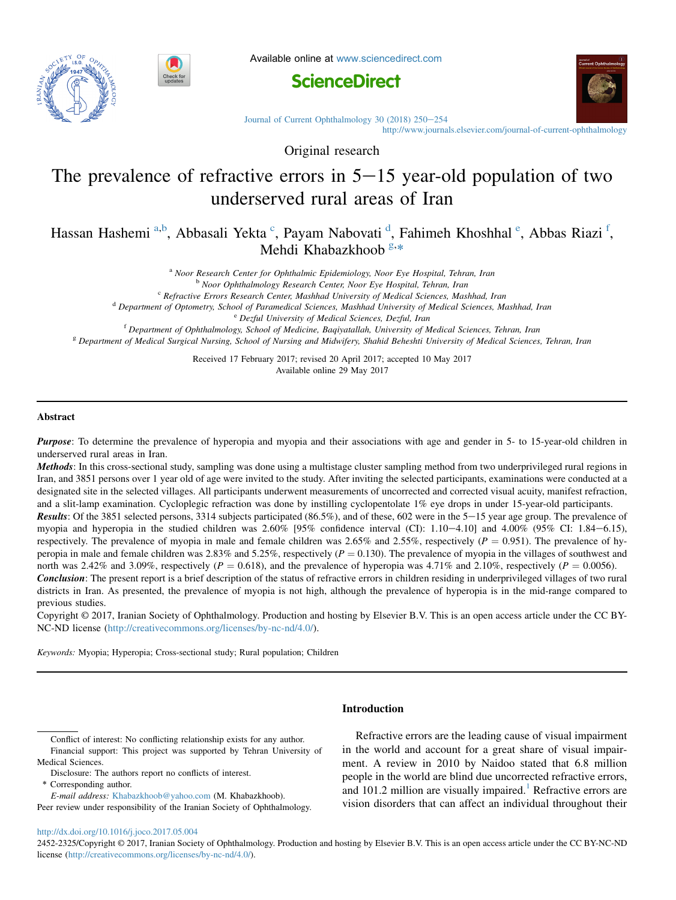Original research

# The prevalence of refractive errors in 5–15 year-old population of two underserved rural areas of Iran

Hassan Hashemi [a,b], Abbasali Yekta [c], Payam Nabovati [d], Fahimeh Khoshhal [e], Abbas Riazi [f], Mehdi Khabazkhoob [g,*]

[a] Noor Research Center for Ophthalmic Epidemiology, Noor Eye Hospital, Tehran, Iran
[b] Noor Ophthalmology Research Center, Noor Eye Hospital, Tehran, Iran
[c] Refractive Errors Research Center, Mashhad University of Medical Sciences, Mashhad, Iran
[d] Department of Optometry, School of Paramedical Sciences, Mashhad University of Medical Sciences, Mashhad, Iran
[e] Dezful University of Medical Sciences, Dezful, Iran
[f] Department of Ophthalmology, School of Medicine, Baqiyatallah, University of Medical Sciences, Tehran, Iran
[g] Department of Medical Surgical Nursing, School of Nursing and Midwifery, Shahid Beheshti University of Medical Sciences, Tehran, Iran

Received 17 February 2017; revised 20 April 2017; accepted 10 May 2017
Available online 29 May 2017

## Abstract

***Purpose***: To determine the prevalence of hyperopia and myopia and their associations with age and gender in 5- to 15-year-old children in underserved rural areas in Iran.

***Methods***: In this cross-sectional study, sampling was done using a multistage cluster sampling method from two underprivileged rural regions in Iran, and 3851 persons over 1 year old of age were invited to the study. After inviting the selected participants, examinations were conducted at a designated site in the selected villages. All participants underwent measurements of uncorrected and corrected visual acuity, manifest refraction, and a slit-lamp examination. Cycloplegic refraction was done by instilling cyclopentolate 1% eye drops in under 15-year-old participants.

***Results***: Of the 3851 selected persons, 3314 subjects participated (86.5%), and of these, 602 were in the 5–15 year age group. The prevalence of myopia and hyperopia in the studied children was 2.60% [95% confidence interval (CI): 1.10–4.10] and 4.00% (95% CI: 1.84–6.15), respectively. The prevalence of myopia in male and female children was 2.65% and 2.55%, respectively ($P = 0.951$). The prevalence of hyperopia in male and female children was 2.83% and 5.25%, respectively ($P = 0.130$). The prevalence of myopia in the villages of southwest and north was 2.42% and 3.09%, respectively ($P = 0.618$), and the prevalence of hyperopia was 4.71% and 2.10%, respectively ($P = 0.0056$).

***Conclusion***: The present report is a brief description of the status of refractive errors in children residing in underprivileged villages of two rural districts in Iran. As presented, the prevalence of myopia is not high, although the prevalence of hyperopia is in the mid-range compared to previous studies.

Copyright © 2017, Iranian Society of Ophthalmology. Production and hosting by Elsevier B.V. This is an open access article under the CC BY-NC-ND license (http://creativecommons.org/licenses/by-nc-nd/4.0/).

*Keywords:* Myopia; Hyperopia; Cross-sectional study; Rural population; Children

## Introduction

Refractive errors are the leading cause of visual impairment in the world and account for a great share of visual impairment. A review in 2010 by Naidoo stated that 6.8 million people in the world are blind due uncorrected refractive errors, and 101.2 million are visually impaired.[1] Refractive errors are vision disorders that can affect an individual throughout their

---

Conflict of interest: No conflicting relationship exists for any author.
Financial support: This project was supported by Tehran University of Medical Sciences.
Disclosure: The authors report no conflicts of interest.
* Corresponding author.
*E-mail address:* Khabazkhoob@yahoo.com (M. Khabazkhoob).
Peer review under responsibility of the Iranian Society of Ophthalmology.

http://dx.doi.org/10.1016/j.joco.2017.05.004
2452-2325/Copyright © 2017, Iranian Society of Ophthalmology. Production and hosting by Elsevier B.V. This is an open access article under the CC BY-NC-ND license (http://creativecommons.org/licenses/by-nc-nd/4.0/).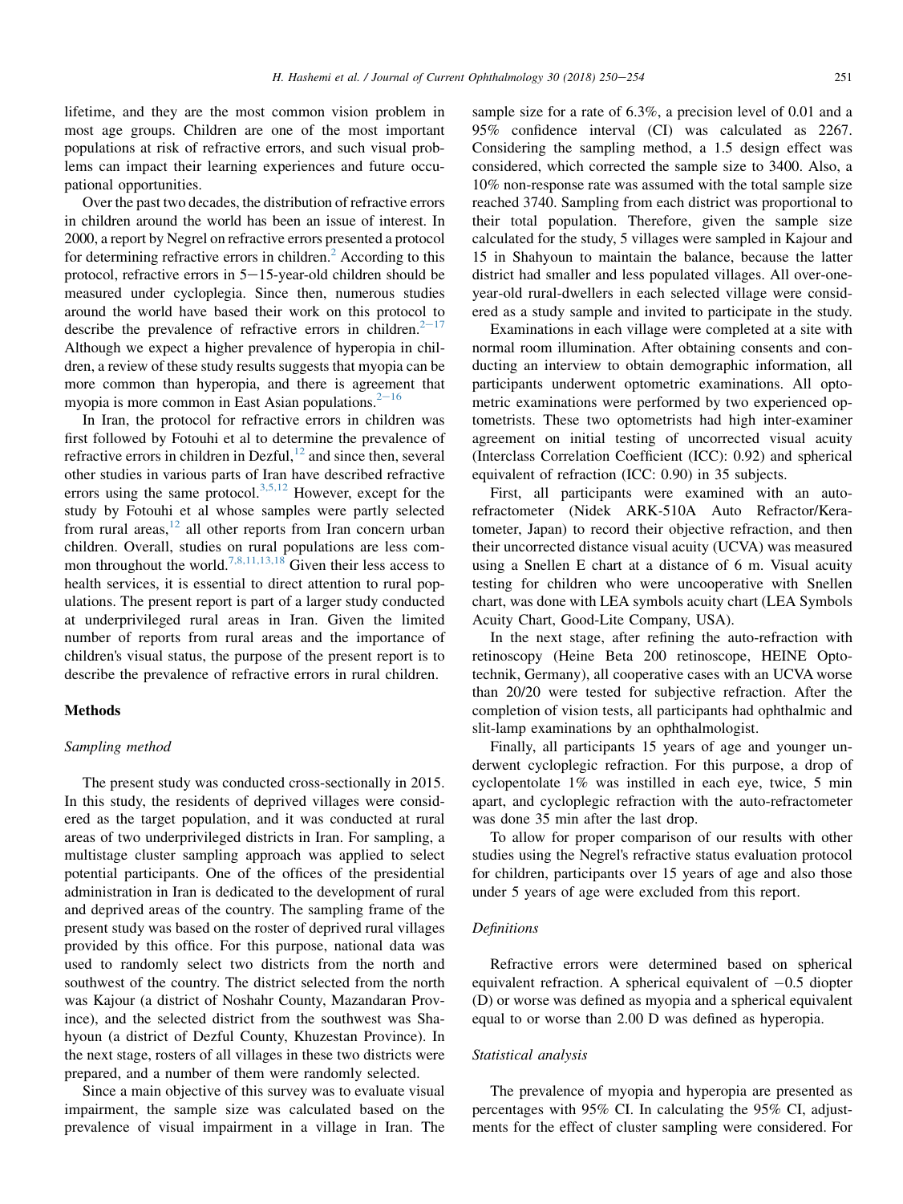lifetime, and they are the most common vision problem in most age groups. Children are one of the most important populations at risk of refractive errors, and such visual problems can impact their learning experiences and future occupational opportunities.

Over the past two decades, the distribution of refractive errors in children around the world has been an issue of interest. In 2000, a report by Negrel on refractive errors presented a protocol for determining refractive errors in children.[2] According to this protocol, refractive errors in 5–15-year-old children should be measured under cycloplegia. Since then, numerous studies around the world have based their work on this protocol to describe the prevalence of refractive errors in children.[2–17] Although we expect a higher prevalence of hyperopia in children, a review of these study results suggests that myopia can be more common than hyperopia, and there is agreement that myopia is more common in East Asian populations.[2–16]

In Iran, the protocol for refractive errors in children was first followed by Fotouhi et al to determine the prevalence of refractive errors in children in Dezful,[12] and since then, several other studies in various parts of Iran have described refractive errors using the same protocol.[3,5,12] However, except for the study by Fotouhi et al whose samples were partly selected from rural areas,[12] all other reports from Iran concern urban children. Overall, studies on rural populations are less common throughout the world.[7,8,11,13,18] Given their less access to health services, it is essential to direct attention to rural populations. The present report is part of a larger study conducted at underprivileged rural areas in Iran. Given the limited number of reports from rural areas and the importance of children's visual status, the purpose of the present report is to describe the prevalence of refractive errors in rural children.

## Methods

### *Sampling method*

The present study was conducted cross-sectionally in 2015. In this study, the residents of deprived villages were considered as the target population, and it was conducted at rural areas of two underprivileged districts in Iran. For sampling, a multistage cluster sampling approach was applied to select potential participants. One of the offices of the presidential administration in Iran is dedicated to the development of rural and deprived areas of the country. The sampling frame of the present study was based on the roster of deprived rural villages provided by this office. For this purpose, national data was used to randomly select two districts from the north and southwest of the country. The district selected from the north was Kajour (a district of Noshahr County, Mazandaran Province), and the selected district from the southwest was Shahyoun (a district of Dezful County, Khuzestan Province). In the next stage, rosters of all villages in these two districts were prepared, and a number of them were randomly selected.

Since a main objective of this survey was to evaluate visual impairment, the sample size was calculated based on the prevalence of visual impairment in a village in Iran. The sample size for a rate of 6.3%, a precision level of 0.01 and a 95% confidence interval (CI) was calculated as 2267. Considering the sampling method, a 1.5 design effect was considered, which corrected the sample size to 3400. Also, a 10% non-response rate was assumed with the total sample size reached 3740. Sampling from each district was proportional to their total population. Therefore, given the sample size calculated for the study, 5 villages were sampled in Kajour and 15 in Shahyoun to maintain the balance, because the latter district had smaller and less populated villages. All over-one-year-old rural-dwellers in each selected village were considered as a study sample and invited to participate in the study.

Examinations in each village were completed at a site with normal room illumination. After obtaining consents and conducting an interview to obtain demographic information, all participants underwent optometric examinations. All optometric examinations were performed by two experienced optometrists. These two optometrists had high inter-examiner agreement on initial testing of uncorrected visual acuity (Interclass Correlation Coefficient (ICC): 0.92) and spherical equivalent of refraction (ICC: 0.90) in 35 subjects.

First, all participants were examined with an autorefractometer (Nidek ARK-510A Auto Refractor/Keratometer, Japan) to record their objective refraction, and then their uncorrected distance visual acuity (UCVA) was measured using a Snellen E chart at a distance of 6 m. Visual acuity testing for children who were uncooperative with Snellen chart, was done with LEA symbols acuity chart (LEA Symbols Acuity Chart, Good-Lite Company, USA).

In the next stage, after refining the auto-refraction with retinoscopy (Heine Beta 200 retinoscope, HEINE Optotechnik, Germany), all cooperative cases with an UCVA worse than 20/20 were tested for subjective refraction. After the completion of vision tests, all participants had ophthalmic and slit-lamp examinations by an ophthalmologist.

Finally, all participants 15 years of age and younger underwent cycloplegic refraction. For this purpose, a drop of cyclopentolate 1% was instilled in each eye, twice, 5 min apart, and cycloplegic refraction with the auto-refractometer was done 35 min after the last drop.

To allow for proper comparison of our results with other studies using the Negrel's refractive status evaluation protocol for children, participants over 15 years of age and also those under 5 years of age were excluded from this report.

### *Definitions*

Refractive errors were determined based on spherical equivalent refraction. A spherical equivalent of −0.5 diopter (D) or worse was defined as myopia and a spherical equivalent equal to or worse than 2.00 D was defined as hyperopia.

### *Statistical analysis*

The prevalence of myopia and hyperopia are presented as percentages with 95% CI. In calculating the 95% CI, adjustments for the effect of cluster sampling were considered. For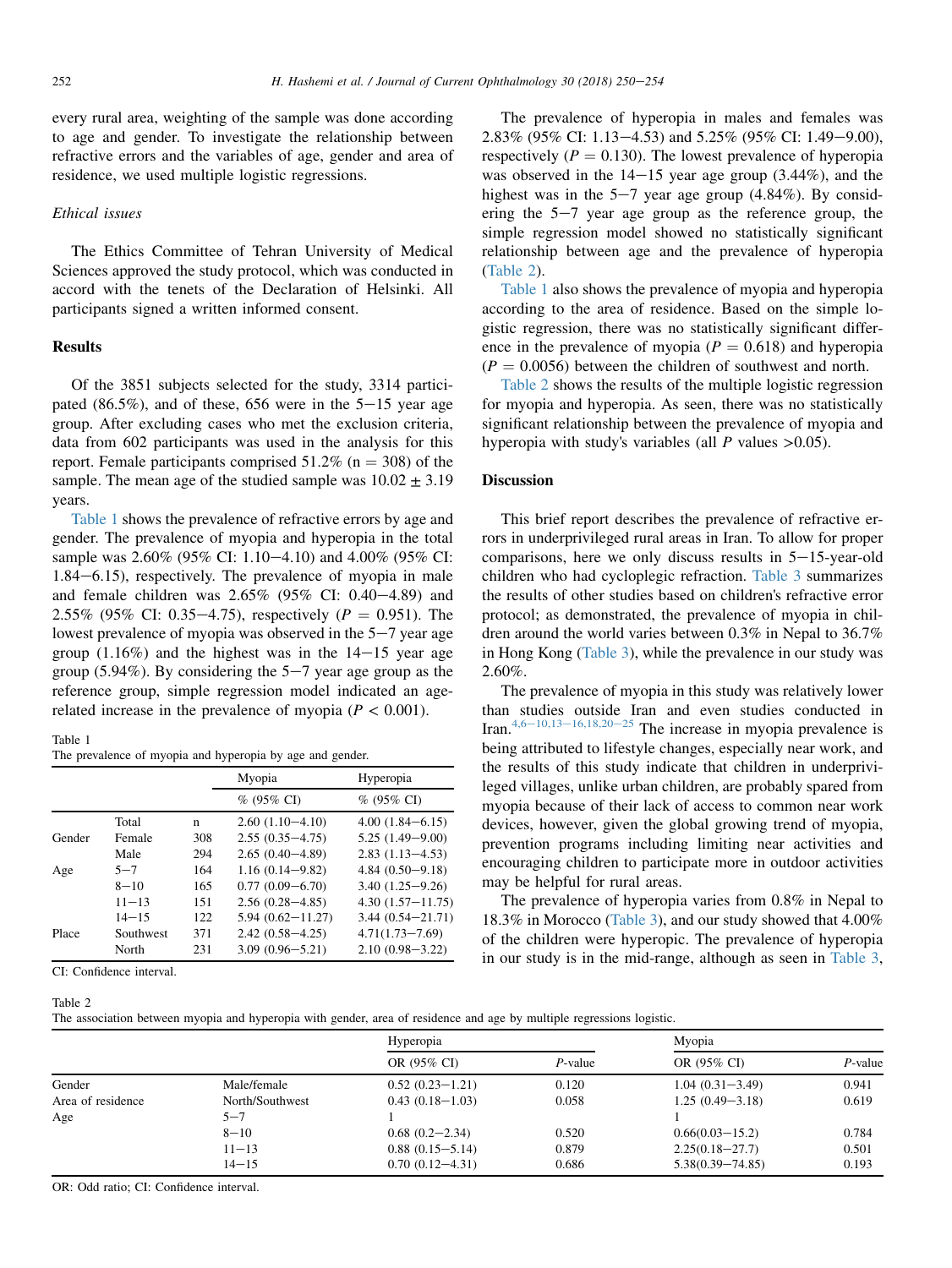every rural area, weighting of the sample was done according to age and gender. To investigate the relationship between refractive errors and the variables of age, gender and area of residence, we used multiple logistic regressions.

### Ethical issues

The Ethics Committee of Tehran University of Medical Sciences approved the study protocol, which was conducted in accord with the tenets of the Declaration of Helsinki. All participants signed a written informed consent.

## Results

Of the 3851 subjects selected for the study, 3314 participated (86.5%), and of these, 656 were in the 5−15 year age group. After excluding cases who met the exclusion criteria, data from 602 participants was used in the analysis for this report. Female participants comprised 51.2% (n = 308) of the sample. The mean age of the studied sample was 10.02 ± 3.19 years.

Table 1 shows the prevalence of refractive errors by age and gender. The prevalence of myopia and hyperopia in the total sample was 2.60% (95% CI: 1.10−4.10) and 4.00% (95% CI: 1.84−6.15), respectively. The prevalence of myopia in male and female children was 2.65% (95% CI: 0.40−4.89) and 2.55% (95% CI: 0.35−4.75), respectively ($P = 0.951$). The lowest prevalence of myopia was observed in the 5−7 year age group (1.16%) and the highest was in the 14−15 year age group (5.94%). By considering the 5−7 year age group as the reference group, simple regression model indicated an age-related increase in the prevalence of myopia ($P < 0.001$).

Table 1
The prevalence of myopia and hyperopia by age and gender.

| | | | Myopia | Hyperopia |
|---|---|---|---|---|
| | | | % (95% CI) | % (95% CI) |
| | Total | n | 2.60 (1.10−4.10) | 4.00 (1.84−6.15) |
| Gender | Female | 308 | 2.55 (0.35−4.75) | 5.25 (1.49−9.00) |
| | Male | 294 | 2.65 (0.40−4.89) | 2.83 (1.13−4.53) |
| Age | 5−7 | 164 | 1.16 (0.14−9.82) | 4.84 (0.50−9.18) |
| | 8−10 | 165 | 0.77 (0.09−6.70) | 3.40 (1.25−9.26) |
| | 11−13 | 151 | 2.56 (0.28−4.85) | 4.30 (1.57−11.75) |
| | 14−15 | 122 | 5.94 (0.62−11.27) | 3.44 (0.54−21.71) |
| Place | Southwest | 371 | 2.42 (0.58−4.25) | 4.71(1.73−7.69) |
| | North | 231 | 3.09 (0.96−5.21) | 2.10 (0.98−3.22) |

CI: Confidence interval.

The prevalence of hyperopia in males and females was 2.83% (95% CI: 1.13−4.53) and 5.25% (95% CI: 1.49−9.00), respectively ($P = 0.130$). The lowest prevalence of hyperopia was observed in the 14−15 year age group (3.44%), and the highest was in the 5−7 year age group (4.84%). By considering the 5−7 year age group as the reference group, the simple regression model showed no statistically significant relationship between age and the prevalence of hyperopia (Table 2).

Table 1 also shows the prevalence of myopia and hyperopia according to the area of residence. Based on the simple logistic regression, there was no statistically significant difference in the prevalence of myopia ($P = 0.618$) and hyperopia ($P = 0.0056$) between the children of southwest and north.

Table 2 shows the results of the multiple logistic regression for myopia and hyperopia. As seen, there was no statistically significant relationship between the prevalence of myopia and hyperopia with study's variables (all $P$ values >0.05).

Table 2
The association between myopia and hyperopia with gender, area of residence and age by multiple regressions logistic.

| | | Hyperopia | | Myopia | |
|---|---|---|---|---|---|
| | | OR (95% CI) | $P$-value | OR (95% CI) | $P$-value |
| Gender | Male/female | 0.52 (0.23−1.21) | 0.120 | 1.04 (0.31−3.49) | 0.941 |
| Area of residence | North/Southwest | 0.43 (0.18−1.03) | 0.058 | 1.25 (0.49−3.18) | 0.619 |
| Age | 5−7 | 1 | | 1 | |
| | 8−10 | 0.68 (0.2−2.34) | 0.520 | 0.66(0.03−15.2) | 0.784 |
| | 11−13 | 0.88 (0.15−5.14) | 0.879 | 2.25(0.18−27.7) | 0.501 |
| | 14−15 | 0.70 (0.12−4.31) | 0.686 | 5.38(0.39−74.85) | 0.193 |

OR: Odd ratio; CI: Confidence interval.

## Discussion

This brief report describes the prevalence of refractive errors in underprivileged rural areas in Iran. To allow for proper comparisons, here we only discuss results in 5−15-year-old children who had cycloplegic refraction. Table 3 summarizes the results of other studies based on children's refractive error protocol; as demonstrated, the prevalence of myopia in children around the world varies between 0.3% in Nepal to 36.7% in Hong Kong (Table 3), while the prevalence in our study was 2.60%.

The prevalence of myopia in this study was relatively lower than studies outside Iran and even studies conducted in Iran.[4,6−10,13−16,18,20−25] The increase in myopia prevalence is being attributed to lifestyle changes, especially near work, and the results of this study indicate that children in underprivileged villages, unlike urban children, are probably spared from myopia because of their lack of access to common near work devices, however, given the global growing trend of myopia, prevention programs including limiting near activities and encouraging children to participate more in outdoor activities may be helpful for rural areas.

The prevalence of hyperopia varies from 0.8% in Nepal to 18.3% in Morocco (Table 3), and our study showed that 4.00% of the children were hyperopic. The prevalence of hyperopia in our study is in the mid-range, although as seen in Table 3,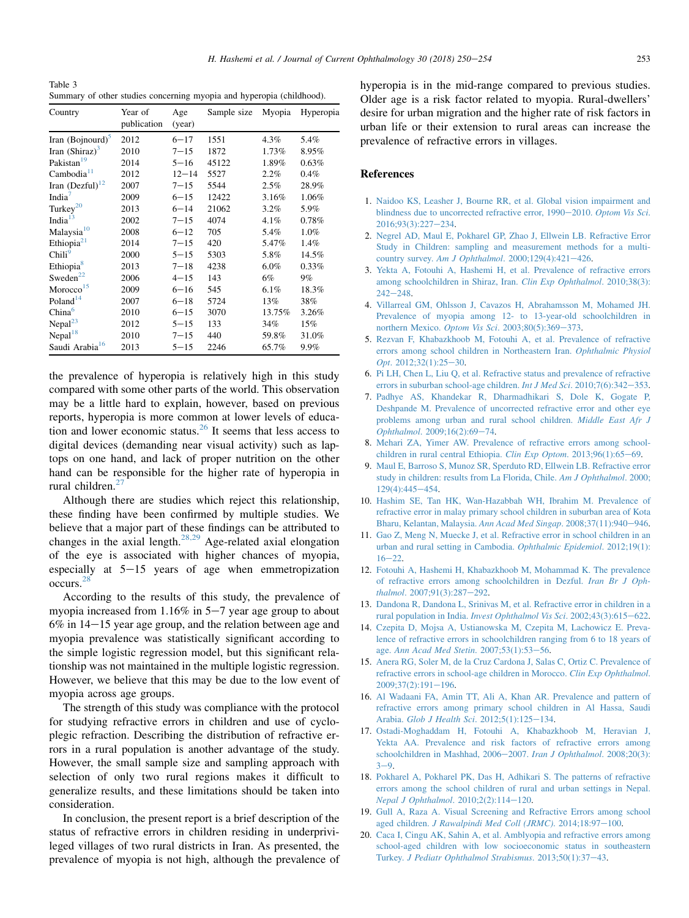Table 3
Summary of other studies concerning myopia and hyperopia (childhood).

| Country | Year of publication | Age (year) | Sample size | Myopia | Hyperopia |
|---|---|---|---|---|---|
| Iran (Bojnourd)[5] | 2012 | 6−17 | 1551 | 4.3% | 5.4% |
| Iran (Shiraz)[3] | 2010 | 7−15 | 1872 | 1.73% | 8.95% |
| Pakistan[19] | 2014 | 5−16 | 45122 | 1.89% | 0.63% |
| Cambodia[11] | 2012 | 12−14 | 5527 | 2.2% | 0.4% |
| Iran (Dezful)[12] | 2007 | 7−15 | 5544 | 2.5% | 28.9% |
| India[7] | 2009 | 6−15 | 12422 | 3.16% | 1.06% |
| Turkey[20] | 2013 | 6−14 | 21062 | 3.2% | 5.9% |
| India[13] | 2002 | 7−15 | 4074 | 4.1% | 0.78% |
| Malaysia[10] | 2008 | 6−12 | 705 | 5.4% | 1.0% |
| Ethiopia[21] | 2014 | 7−15 | 420 | 5.47% | 1.4% |
| Chili[9] | 2000 | 5−15 | 5303 | 5.8% | 14.5% |
| Ethiopia[8] | 2013 | 7−18 | 4238 | 6.0% | 0.33% |
| Sweden[22] | 2006 | 4−15 | 143 | 6% | 9% |
| Morocco[15] | 2009 | 6−16 | 545 | 6.1% | 18.3% |
| Poland[14] | 2007 | 6−18 | 5724 | 13% | 38% |
| China[6] | 2010 | 6−15 | 3070 | 13.75% | 3.26% |
| Nepal[23] | 2012 | 5−15 | 133 | 34% | 15% |
| Nepal[18] | 2010 | 7−15 | 440 | 59.8% | 31.0% |
| Saudi Arabia[16] | 2013 | 5−15 | 2246 | 65.7% | 9.9% |

the prevalence of hyperopia is relatively high in this study compared with some other parts of the world. This observation may be a little hard to explain, however, based on previous reports, hyperopia is more common at lower levels of education and lower economic status.[26] It seems that less access to digital devices (demanding near visual activity) such as laptops on one hand, and lack of proper nutrition on the other hand can be responsible for the higher rate of hyperopia in rural children.[27]

Although there are studies which reject this relationship, these finding have been confirmed by multiple studies. We believe that a major part of these findings can be attributed to changes in the axial length.[28,29] Age-related axial elongation of the eye is associated with higher chances of myopia, especially at 5−15 years of age when emmetropization occurs.[28]

According to the results of this study, the prevalence of myopia increased from 1.16% in 5−7 year age group to about 6% in 14−15 year age group, and the relation between age and myopia prevalence was statistically significant according to the simple logistic regression model, but this significant relationship was not maintained in the multiple logistic regression. However, we believe that this may be due to the low event of myopia across age groups.

The strength of this study was compliance with the protocol for studying refractive errors in children and use of cycloplegic refraction. Describing the distribution of refractive errors in a rural population is another advantage of the study. However, the small sample size and sampling approach with selection of only two rural regions makes it difficult to generalize results, and these limitations should be taken into consideration.

In conclusion, the present report is a brief description of the status of refractive errors in children residing in underprivileged villages of two rural districts in Iran. As presented, the prevalence of myopia is not high, although the prevalence of hyperopia is in the mid-range compared to previous studies. Older age is a risk factor related to myopia. Rural-dwellers' desire for urban migration and the higher rate of risk factors in urban life or their extension to rural areas can increase the prevalence of refractive errors in villages.

## References

1. Naidoo KS, Leasher J, Bourne RR, et al. Global vision impairment and blindness due to uncorrected refractive error, 1990−2010. *Optom Vis Sci*. 2016;93(3):227−234.
2. Negrel AD, Maul E, Pokharel GP, Zhao J, Ellwein LB. Refractive Error Study in Children: sampling and measurement methods for a multi-country survey. *Am J Ophthalmol*. 2000;129(4):421−426.
3. Yekta A, Fotouhi A, Hashemi H, et al. Prevalence of refractive errors among schoolchildren in Shiraz, Iran. *Clin Exp Ophthalmol*. 2010;38(3):242−248.
4. Villarreal GM, Ohlsson J, Cavazos H, Abrahamsson M, Mohamed JH. Prevalence of myopia among 12- to 13-year-old schoolchildren in northern Mexico. *Optom Vis Sci*. 2003;80(5):369−373.
5. Rezvan F, Khabazkhoob M, Fotouhi A, et al. Prevalence of refractive errors among school children in Northeastern Iran. *Ophthalmic Physiol Opt*. 2012;32(1):25−30.
6. Pi LH, Chen L, Liu Q, et al. Refractive status and prevalence of refractive errors in suburban school-age children. *Int J Med Sci*. 2010;7(6):342−353.
7. Padhye AS, Khandekar R, Dharmadhikari S, Dole K, Gogate P, Deshpande M. Prevalence of uncorrected refractive error and other eye problems among urban and rural school children. *Middle East Afr J Ophthalmol*. 2009;16(2):69−74.
8. Mehari ZA, Yimer AW. Prevalence of refractive errors among schoolchildren in rural central Ethiopia. *Clin Exp Optom*. 2013;96(1):65−69.
9. Maul E, Barroso S, Munoz SR, Sperduto RD, Ellwein LB. Refractive error study in children: results from La Florida, Chile. *Am J Ophthalmol*. 2000;129(4):445−454.
10. Hashim SE, Tan HK, Wan-Hazabbah WH, Ibrahim M. Prevalence of refractive error in malay primary school children in suburban area of Kota Bharu, Kelantan, Malaysia. *Ann Acad Med Singap*. 2008;37(11):940−946.
11. Gao Z, Meng N, Muecke J, et al. Refractive error in school children in an urban and rural setting in Cambodia. *Ophthalmic Epidemiol*. 2012;19(1):16−22.
12. Fotouhi A, Hashemi H, Khabazkhoob M, Mohammad K. The prevalence of refractive errors among schoolchildren in Dezful. *Iran Br J Ophthalmol*. 2007;91(3):287−292.
13. Dandona R, Dandona L, Srinivas M, et al. Refractive error in children in a rural population in India. *Invest Ophthalmol Vis Sci*. 2002;43(3):615−622.
14. Czepita D, Mojsa A, Ustianowska M, Czepita M, Lachowicz E. Prevalence of refractive errors in schoolchildren ranging from 6 to 18 years of age. *Ann Acad Med Stetin*. 2007;53(1):53−56.
15. Anera RG, Soler M, de la Cruz Cardona J, Salas C, Ortiz C. Prevalence of refractive errors in school-age children in Morocco. *Clin Exp Ophthalmol*. 2009;37(2):191−196.
16. Al Wadaani FA, Amin TT, Ali A, Khan AR. Prevalence and pattern of refractive errors among primary school children in Al Hassa, Saudi Arabia. *Glob J Health Sci*. 2012;5(1):125−134.
17. Ostadi-Moghaddam H, Fotouhi A, Khabazkhoob M, Heravian J, Yekta AA. Prevalence and risk factors of refractive errors among schoolchildren in Mashhad, 2006−2007. *Iran J Ophthalmol*. 2008;20(3):3−9.
18. Pokharel A, Pokharel PK, Das H, Adhikari S. The patterns of refractive errors among the school children of rural and urban settings in Nepal. *Nepal J Ophthalmol*. 2010;2(2):114−120.
19. Gull A, Raza A. Visual Screening and Refractive Errors among school aged children. *J Rawalpindi Med Coll (JRMC)*. 2014;18:97−100.
20. Caca I, Cingu AK, Sahin A, et al. Amblyopia and refractive errors among school-aged children with low socioeconomic status in southeastern Turkey. *J Pediatr Ophthalmol Strabismus*. 2013;50(1):37−43.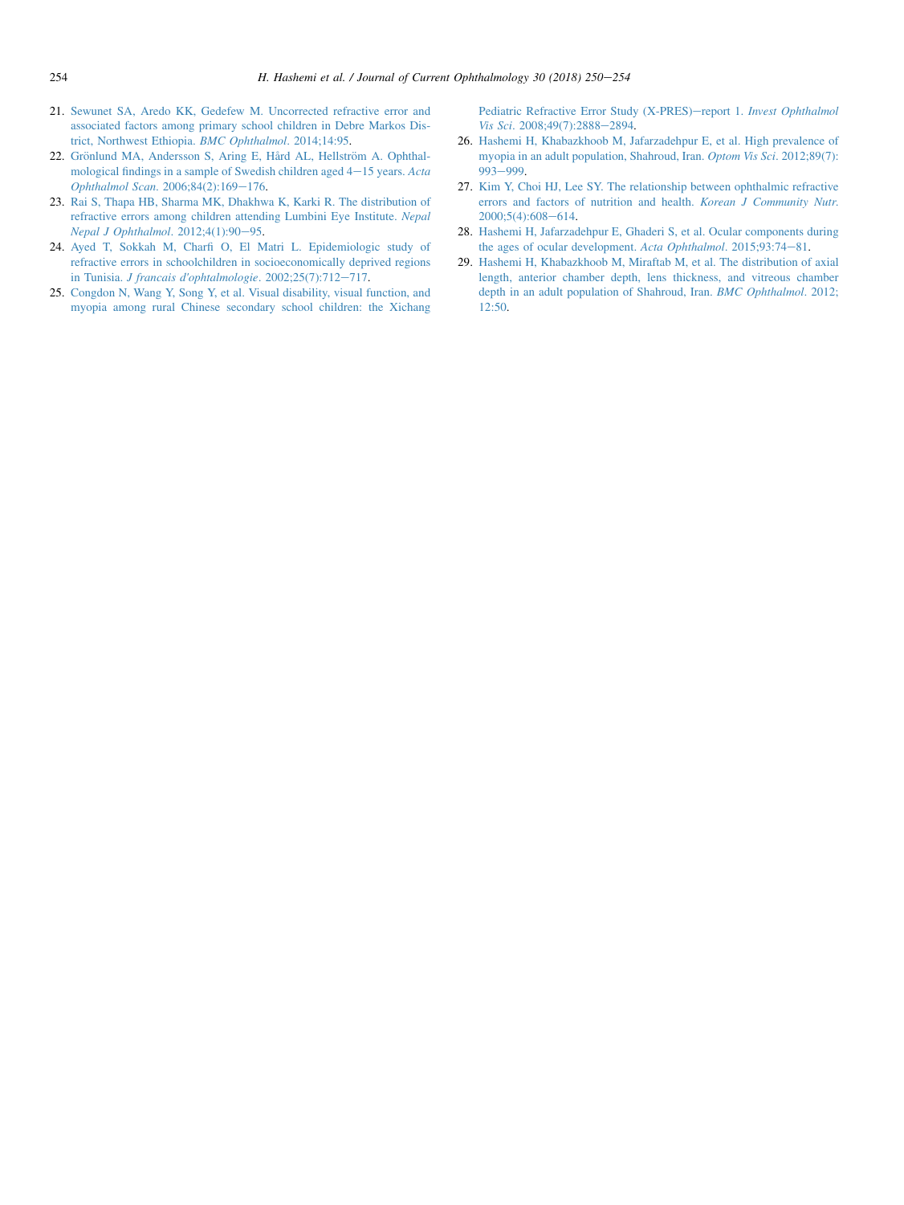21. Sewunet SA, Aredo KK, Gedefew M. Uncorrected refractive error and associated factors among primary school children in Debre Markos District, Northwest Ethiopia. *BMC Ophthalmol*. 2014;14:95.
22. Grönlund MA, Andersson S, Aring E, Hård AL, Hellström A. Ophthalmological findings in a sample of Swedish children aged 4–15 years. *Acta Ophthalmol Scan*. 2006;84(2):169–176.
23. Rai S, Thapa HB, Sharma MK, Dhakhwa K, Karki R. The distribution of refractive errors among children attending Lumbini Eye Institute. *Nepal Nepal J Ophthalmol*. 2012;4(1):90–95.
24. Ayed T, Sokkah M, Charfi O, El Matri L. Epidemiologic study of refractive errors in schoolchildren in socioeconomically deprived regions in Tunisia. *J francais d'ophtalmologie*. 2002;25(7):712–717.
25. Congdon N, Wang Y, Song Y, et al. Visual disability, visual function, and myopia among rural Chinese secondary school children: the Xichang Pediatric Refractive Error Study (X-PRES)–report 1. *Invest Ophthalmol Vis Sci*. 2008;49(7):2888–2894.
26. Hashemi H, Khabazkhoob M, Jafarzadehpur E, et al. High prevalence of myopia in an adult population, Shahroud, Iran. *Optom Vis Sci*. 2012;89(7):993–999.
27. Kim Y, Choi HJ, Lee SY. The relationship between ophthalmic refractive errors and factors of nutrition and health. *Korean J Community Nutr*. 2000;5(4):608–614.
28. Hashemi H, Jafarzadehpur E, Ghaderi S, et al. Ocular components during the ages of ocular development. *Acta Ophthalmol*. 2015;93:74–81.
29. Hashemi H, Khabazkhoob M, Miraftab M, et al. The distribution of axial length, anterior chamber depth, lens thickness, and vitreous chamber depth in an adult population of Shahroud, Iran. *BMC Ophthalmol*. 2012;12:50.